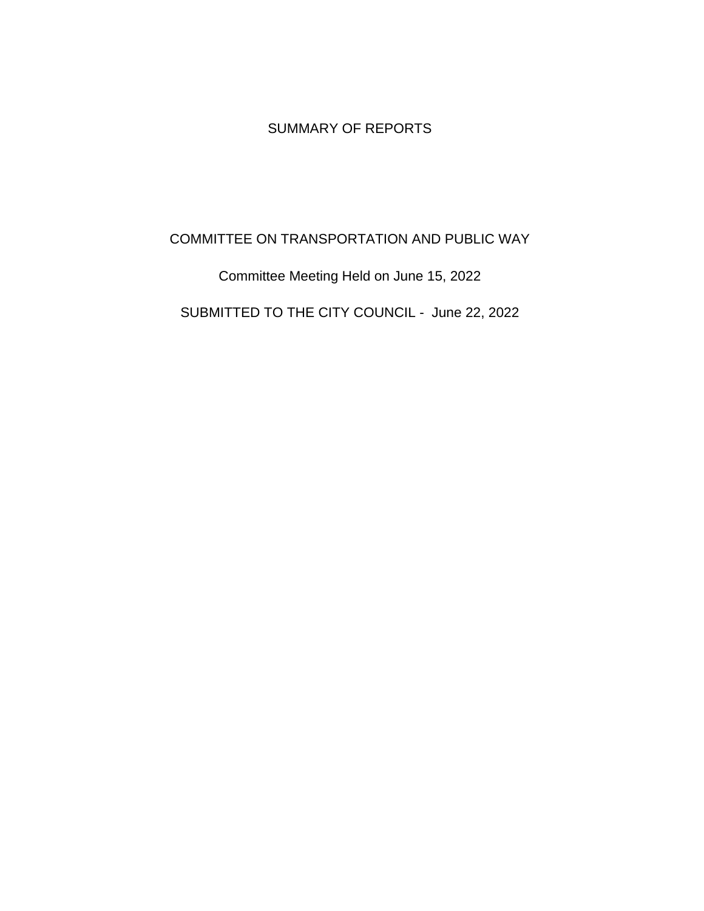# SUMMARY OF REPORTS

## COMMITTEE ON TRANSPORTATION AND PUBLIC WAY

Committee Meeting Held on June 15, 2022

SUBMITTED TO THE CITY COUNCIL - June 22, 2022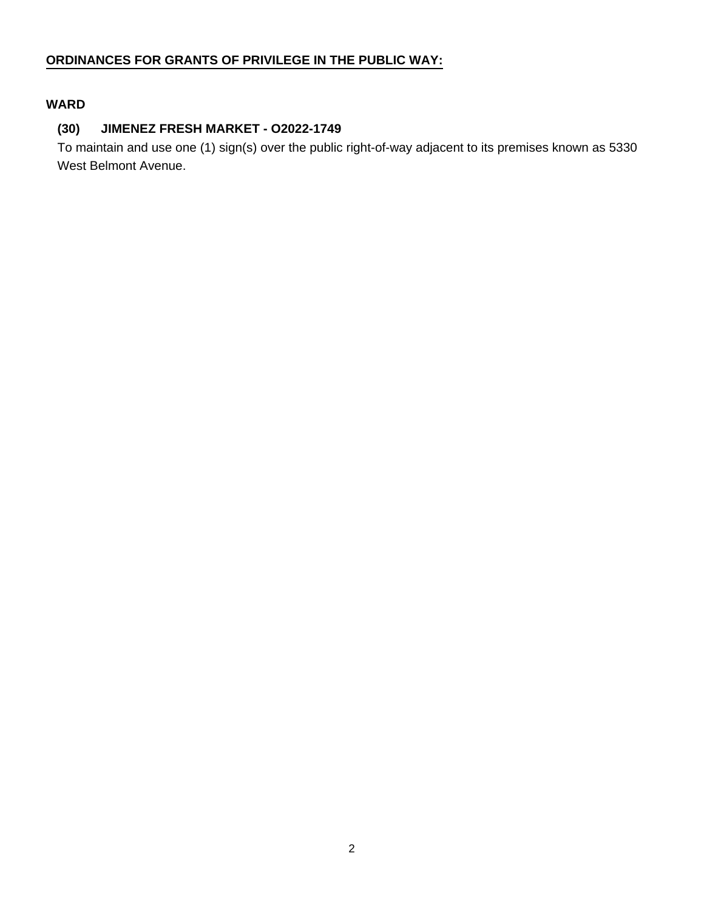**ORDINANCES FOR GRANTS OF PRIVILEGE IN THE PUBLIC WAY:**

**WARD**

**(30) JIMENEZ FRESH MARKET - O2022-1749**

To maintain and use one (1) sign(s) over the public right-of-way adjacent to its premises known as 5330 West Belmont Avenue.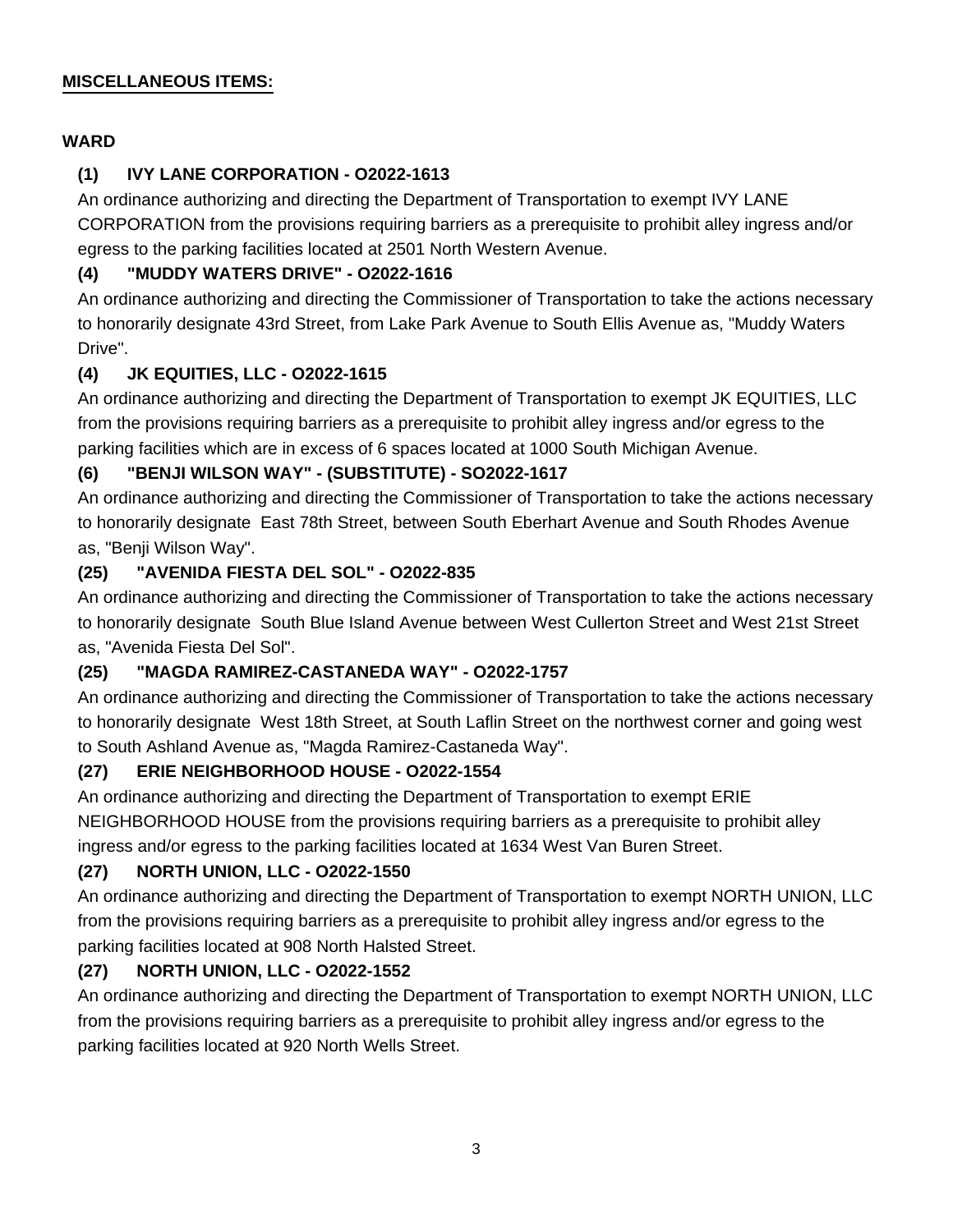**MISCELLANEOUS ITEMS:**

**WARD**

**(1) IVY LANE CORPORATION - O2022-1613**

An ordinance authorizing and directing the Department of Transportation to exempt IVY LANE CORPORATION from the provisions requiring barriers as a prerequisite to prohibit alley ingress and/or egress to the parking facilities located at 2501 North Western Avenue.

**(4) "MUDDY WATERS DRIVE" - O2022-1616**

An ordinance authorizing and directing the Commissioner of Transportation to take the actions necessary to honorarily designate 43rd Street, from Lake Park Avenue to South Ellis Avenue as, "Muddy Waters Drive".

**(4) JK EQUITIES, LLC - O2022-1615**

An ordinance authorizing and directing the Department of Transportation to exempt JK EQUITIES, LLC from the provisions requiring barriers as a prerequisite to prohibit alley ingress and/or egress to the parking facilities which are in excess of 6 spaces located at 1000 South Michigan Avenue.

**(6) "BENJI WILSON WAY" - (SUBSTITUTE) - SO2022-1617**

An ordinance authorizing and directing the Commissioner of Transportation to take the actions necessary to honorarily designate East 78th Street, between South Eberhart Avenue and South Rhodes Avenue as, "Benji Wilson Way".

**(25) "AVENIDA FIESTA DEL SOL" - O2022-835**

An ordinance authorizing and directing the Commissioner of Transportation to take the actions necessary to honorarily designate South Blue Island Avenue between West Cullerton Street and West 21st Street as, "Avenida Fiesta Del Sol".

**(25) "MAGDA RAMIREZ-CASTANEDA WAY" - O2022-1757**

An ordinance authorizing and directing the Commissioner of Transportation to take the actions necessary to honorarily designate West 18th Street, at South Laflin Street on the northwest corner and going west to South Ashland Avenue as, "Magda Ramirez-Castaneda Way".

**(27) ERIE NEIGHBORHOOD HOUSE - O2022-1554**

An ordinance authorizing and directing the Department of Transportation to exempt ERIE NEIGHBORHOOD HOUSE from the provisions requiring barriers as a prerequisite to prohibit alley ingress and/or egress to the parking facilities located at 1634 West Van Buren Street.

**(27) NORTH UNION, LLC - O2022-1550**

An ordinance authorizing and directing the Department of Transportation to exempt NORTH UNION, LLC from the provisions requiring barriers as a prerequisite to prohibit alley ingress and/or egress to the parking facilities located at 908 North Halsted Street.

**(27) NORTH UNION, LLC - O2022-1552**

An ordinance authorizing and directing the Department of Transportation to exempt NORTH UNION, LLC from the provisions requiring barriers as a prerequisite to prohibit alley ingress and/or egress to the parking facilities located at 920 North Wells Street.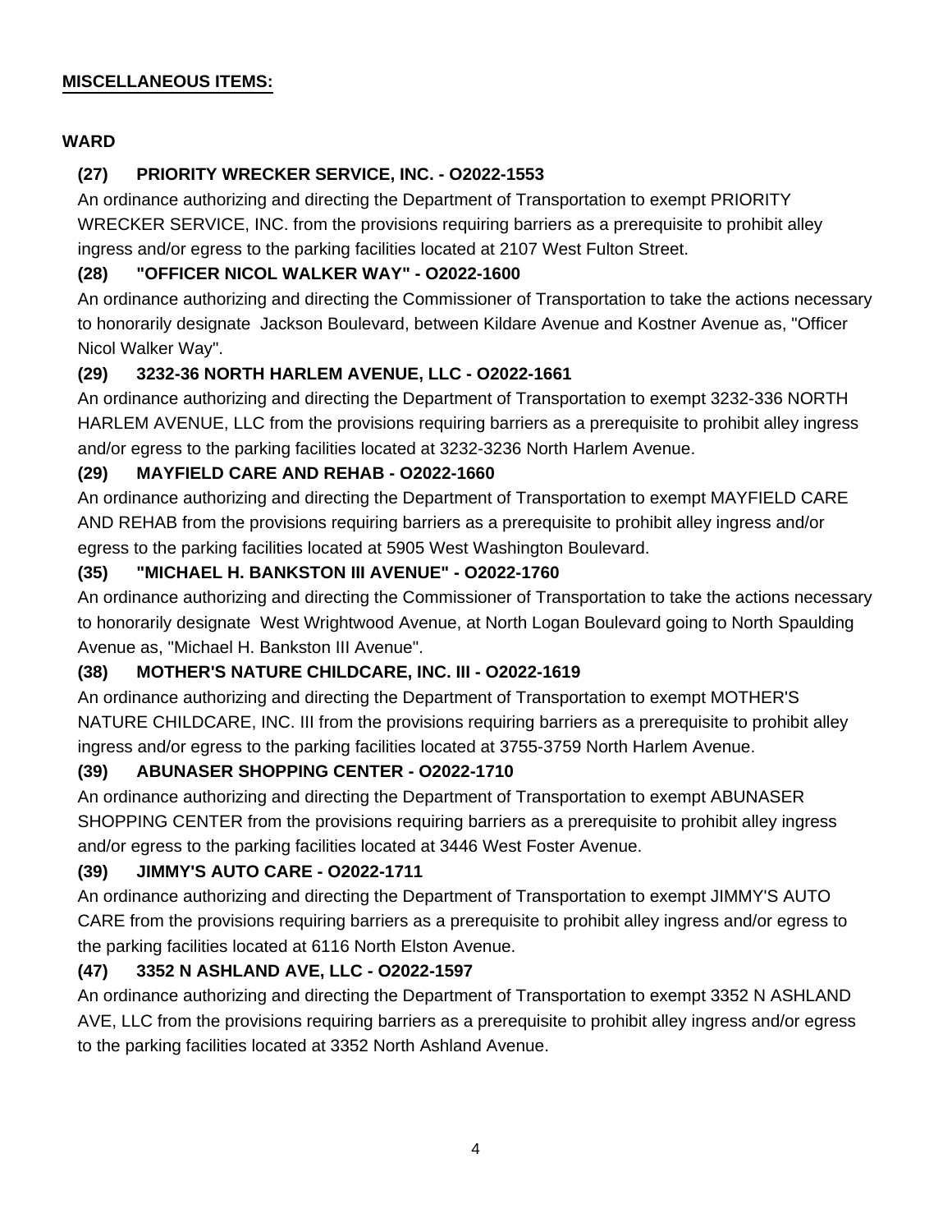**MISCELLANEOUS ITEMS:**

**WARD**

**(27) PRIORITY WRECKER SERVICE, INC. - O2022-1553**

An ordinance authorizing and directing the Department of Transportation to exempt PRIORITY WRECKER SERVICE, INC. from the provisions requiring barriers as a prerequisite to prohibit alley ingress and/or egress to the parking facilities located at 2107 West Fulton Street.

**(28) "OFFICER NICOL WALKER WAY" - O2022-1600**

An ordinance authorizing and directing the Commissioner of Transportation to take the actions necessary to honorarily designate Jackson Boulevard, between Kildare Avenue and Kostner Avenue as, "Officer Nicol Walker Way".

**(29) 3232-36 NORTH HARLEM AVENUE, LLC - O2022-1661**

An ordinance authorizing and directing the Department of Transportation to exempt 3232-336 NORTH HARLEM AVENUE, LLC from the provisions requiring barriers as a prerequisite to prohibit alley ingress and/or egress to the parking facilities located at 3232-3236 North Harlem Avenue.

**(29) MAYFIELD CARE AND REHAB - O2022-1660**

An ordinance authorizing and directing the Department of Transportation to exempt MAYFIELD CARE AND REHAB from the provisions requiring barriers as a prerequisite to prohibit alley ingress and/or egress to the parking facilities located at 5905 West Washington Boulevard.

**(35) "MICHAEL H. BANKSTON III AVENUE" - O2022-1760**

An ordinance authorizing and directing the Commissioner of Transportation to take the actions necessary to honorarily designate West Wrightwood Avenue, at North Logan Boulevard going to North Spaulding Avenue as, "Michael H. Bankston III Avenue".

**(38) MOTHER'S NATURE CHILDCARE, INC. III - O2022-1619**

An ordinance authorizing and directing the Department of Transportation to exempt MOTHER'S NATURE CHILDCARE, INC. III from the provisions requiring barriers as a prerequisite to prohibit alley ingress and/or egress to the parking facilities located at 3755-3759 North Harlem Avenue.

**(39) ABUNASER SHOPPING CENTER - O2022-1710**

An ordinance authorizing and directing the Department of Transportation to exempt ABUNASER SHOPPING CENTER from the provisions requiring barriers as a prerequisite to prohibit alley ingress and/or egress to the parking facilities located at 3446 West Foster Avenue.

**(39) JIMMY'S AUTO CARE - O2022-1711**

An ordinance authorizing and directing the Department of Transportation to exempt JIMMY'S AUTO CARE from the provisions requiring barriers as a prerequisite to prohibit alley ingress and/or egress to the parking facilities located at 6116 North Elston Avenue.

**(47) 3352 N ASHLAND AVE, LLC - O2022-1597**

An ordinance authorizing and directing the Department of Transportation to exempt 3352 N ASHLAND AVE, LLC from the provisions requiring barriers as a prerequisite to prohibit alley ingress and/or egress to the parking facilities located at 3352 North Ashland Avenue.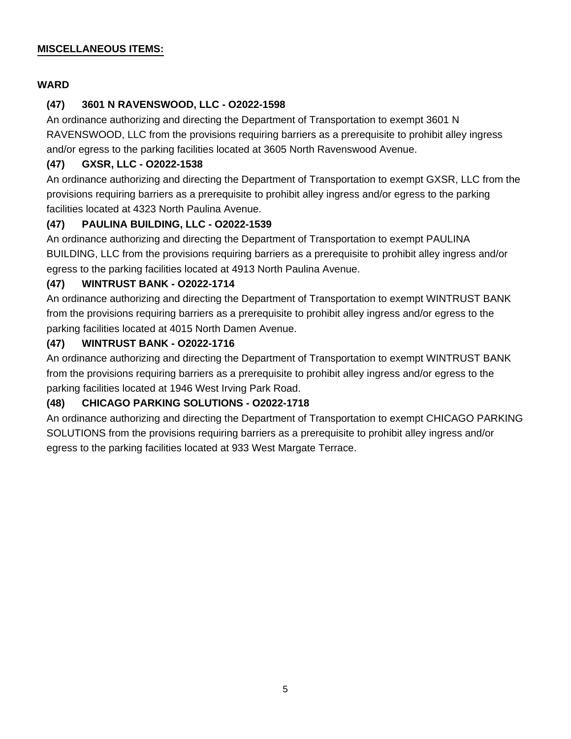**MISCELLANEOUS ITEMS:**

**WARD**

**(47) 3601 N RAVENSWOOD, LLC - O2022-1598**

An ordinance authorizing and directing the Department of Transportation to exempt 3601 N RAVENSWOOD, LLC from the provisions requiring barriers as a prerequisite to prohibit alley ingress and/or egress to the parking facilities located at 3605 North Ravenswood Avenue.

**(47) GXSR, LLC - O2022-1538**

An ordinance authorizing and directing the Department of Transportation to exempt GXSR, LLC from the provisions requiring barriers as a prerequisite to prohibit alley ingress and/or egress to the parking facilities located at 4323 North Paulina Avenue.

**(47) PAULINA BUILDING, LLC - O2022-1539**

An ordinance authorizing and directing the Department of Transportation to exempt PAULINA BUILDING, LLC from the provisions requiring barriers as a prerequisite to prohibit alley ingress and/or egress to the parking facilities located at 4913 North Paulina Avenue.

**(47) WINTRUST BANK - O2022-1714**

An ordinance authorizing and directing the Department of Transportation to exempt WINTRUST BANK from the provisions requiring barriers as a prerequisite to prohibit alley ingress and/or egress to the parking facilities located at 4015 North Damen Avenue.

**(47) WINTRUST BANK - O2022-1716**

An ordinance authorizing and directing the Department of Transportation to exempt WINTRUST BANK from the provisions requiring barriers as a prerequisite to prohibit alley ingress and/or egress to the parking facilities located at 1946 West Irving Park Road.

**(48) CHICAGO PARKING SOLUTIONS - O2022-1718**

An ordinance authorizing and directing the Department of Transportation to exempt CHICAGO PARKING SOLUTIONS from the provisions requiring barriers as a prerequisite to prohibit alley ingress and/or egress to the parking facilities located at 933 West Margate Terrace.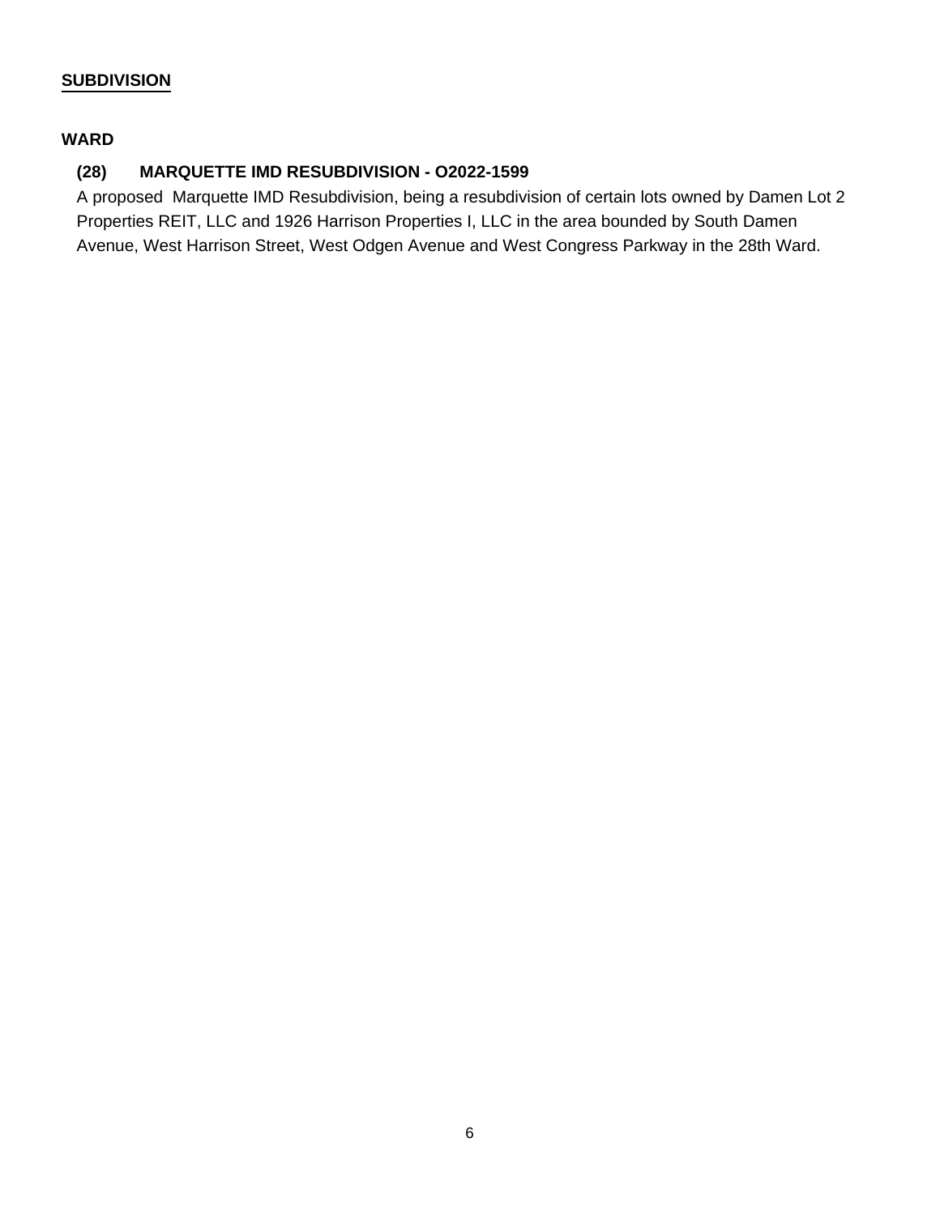**<u>SUBDIVISION</u>**

**WARD**

**(28) MARQUETTE IMD RESUBDIVISION - O2022-1599**

A proposed Marquette IMD Resubdivision, being a resubdivision of certain lots owned by Damen Lot 2 Properties REIT, LLC and 1926 Harrison Properties I, LLC in the area bounded by South Damen Avenue, West Harrison Street, West Odgen Avenue and West Congress Parkway in the 28th Ward.